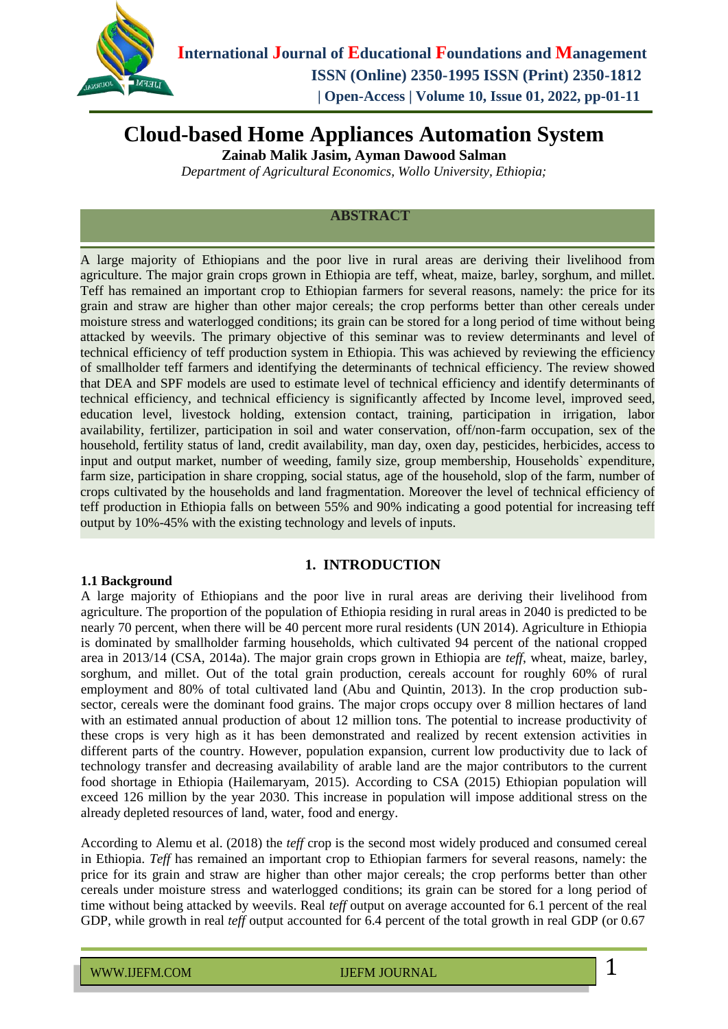# Cloud-based Home Appliances Automation System

**Zainab Malik Jasim, Ayman Dawood Salman**

*Department of Agricultural Economics, Wollo University, Ethiopia;*

## ABSTRACT

A large majority of Ethiopians and the poor live in rural areas are deriving their livelihood from agriculture. The major grain crops grown in Ethiopia are teff, wheat, maize, barley, sorghum, and millet. Teff has remained an important crop to Ethiopian farmers for several reasons, namely: the price for its grain and straw are higher than other major cereals; the crop performs better than other cereals under moisture stress and waterlogged conditions; its grain can be stored for a long period of time without being attacked by weevils. The primary objective of this seminar was to review determinants and level of technical efficiency of teff production system in Ethiopia. This was achieved by reviewing the efficiency of smallholder teff farmers and identifying the determinants of technical efficiency. The review showed that DEA and SPF models are used to estimate level of technical efficiency and identify determinants of technical efficiency, and technical efficiency is significantly affected by Income level, improved seed, education level, livestock holding, extension contact, training, participation in irrigation, labor availability, fertilizer, participation in soil and water conservation, off/non-farm occupation, sex of the household, fertility status of land, credit availability, man day, oxen day, pesticides, herbicides, access to input and output market, number of weeding, family size, group membership, Households` expenditure, farm size, participation in share cropping, social status, age of the household, slop of the farm, number of crops cultivated by the households and land fragmentation. Moreover the level of technical efficiency of teff production in Ethiopia falls on between 55% and 90% indicating a good potential for increasing teff output by 10%-45% with the existing technology and levels of inputs.

## 1. INTRODUCTION

### 1.1 Background

A large majority of Ethiopians and the poor live in rural areas are deriving their livelihood from agriculture. The proportion of the population of Ethiopia residing in rural areas in 2040 is predicted to be nearly 70 percent, when there will be 40 percent more rural residents (UN 2014). Agriculture in Ethiopia is dominated by smallholder farming households, which cultivated 94 percent of the national cropped area in 2013/14 (CSA, 2014a). The major grain crops grown in Ethiopia are *teff*, wheat, maize, barley, sorghum, and millet. Out of the total grain production, cereals account for roughly 60% of rural employment and 80% of total cultivated land (Abu and Quintin, 2013). In the crop production sub-sector, cereals were the dominant food grains. The major crops occupy over 8 million hectares of land with an estimated annual production of about 12 million tons. The potential to increase productivity of these crops is very high as it has been demonstrated and realized by recent extension activities in different parts of the country. However, population expansion, current low productivity due to lack of technology transfer and decreasing availability of arable land are the major contributors to the current food shortage in Ethiopia (Hailemaryam, 2015). According to CSA (2015) Ethiopian population will exceed 126 million by the year 2030. This increase in population will impose additional stress on the already depleted resources of land, water, food and energy.

According to Alemu et al. (2018) the *teff* crop is the second most widely produced and consumed cereal in Ethiopia. *Teff* has remained an important crop to Ethiopian farmers for several reasons, namely: the price for its grain and straw are higher than other major cereals; the crop performs better than other cereals under moisture stress and waterlogged conditions; its grain can be stored for a long period of time without being attacked by weevils. Real *teff* output on average accounted for 6.1 percent of the real GDP, while growth in real *teff* output accounted for 6.4 percent of the total growth in real GDP (or 0.67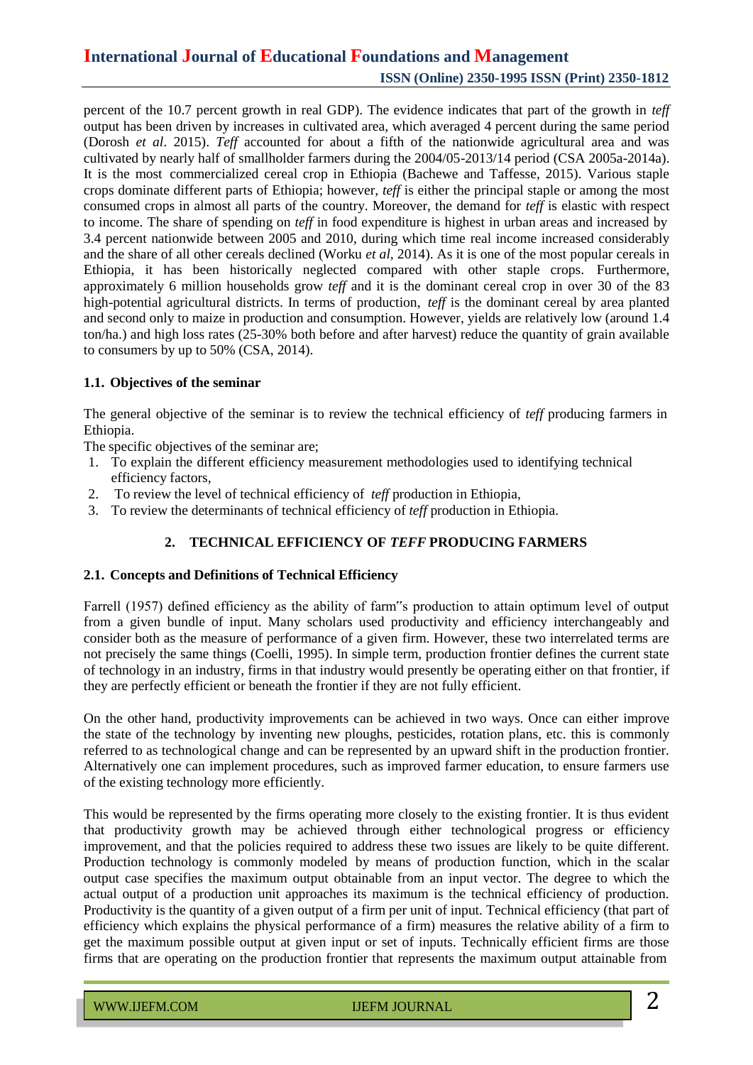percent of the 10.7 percent growth in real GDP). The evidence indicates that part of the growth in *teff* output has been driven by increases in cultivated area, which averaged 4 percent during the same period (Dorosh *et al*. 2015). *Teff* accounted for about a fifth of the nationwide agricultural area and was cultivated by nearly half of smallholder farmers during the 2004/05-2013/14 period (CSA 2005a-2014a). It is the most commercialized cereal crop in Ethiopia (Bachewe and Taffesse, 2015). Various staple crops dominate different parts of Ethiopia; however, *teff* is either the principal staple or among the most consumed crops in almost all parts of the country. Moreover, the demand for *teff* is elastic with respect to income. The share of spending on *teff* in food expenditure is highest in urban areas and increased by 3.4 percent nationwide between 2005 and 2010, during which time real income increased considerably and the share of all other cereals declined (Worku *et al,* 2014). As it is one of the most popular cereals in Ethiopia, it has been historically neglected compared with other staple crops. Furthermore, approximately 6 million households grow *teff* and it is the dominant cereal crop in over 30 of the 83 high-potential agricultural districts. In terms of production, *teff* is the dominant cereal by area planted and second only to maize in production and consumption. However, yields are relatively low (around 1.4 ton/ha.) and high loss rates (25-30% both before and after harvest) reduce the quantity of grain available to consumers by up to 50% (CSA, 2014).

### 1.1. Objectives of the seminar

The general objective of the seminar is to review the technical efficiency of *teff* producing farmers in Ethiopia.

The specific objectives of the seminar are;

1. To explain the different efficiency measurement methodologies used to identifying technical efficiency factors,
2. To review the level of technical efficiency of *teff* production in Ethiopia,
3. To review the determinants of technical efficiency of *teff* production in Ethiopia.

## 2. TECHNICAL EFFICIENCY OF *TEFF* PRODUCING FARMERS

### 2.1. Concepts and Definitions of Technical Efficiency

Farrell (1957) defined efficiency as the ability of farm"s production to attain optimum level of output from a given bundle of input. Many scholars used productivity and efficiency interchangeably and consider both as the measure of performance of a given firm. However, these two interrelated terms are not precisely the same things (Coelli, 1995). In simple term, production frontier defines the current state of technology in an industry, firms in that industry would presently be operating either on that frontier, if they are perfectly efficient or beneath the frontier if they are not fully efficient.

On the other hand, productivity improvements can be achieved in two ways. Once can either improve the state of the technology by inventing new ploughs, pesticides, rotation plans, etc. this is commonly referred to as technological change and can be represented by an upward shift in the production frontier. Alternatively one can implement procedures, such as improved farmer education, to ensure farmers use of the existing technology more efficiently.

This would be represented by the firms operating more closely to the existing frontier. It is thus evident that productivity growth may be achieved through either technological progress or efficiency improvement, and that the policies required to address these two issues are likely to be quite different. Production technology is commonly modeled by means of production function, which in the scalar output case specifies the maximum output obtainable from an input vector. The degree to which the actual output of a production unit approaches its maximum is the technical efficiency of production. Productivity is the quantity of a given output of a firm per unit of input. Technical efficiency (that part of efficiency which explains the physical performance of a firm) measures the relative ability of a firm to get the maximum possible output at given input or set of inputs. Technically efficient firms are those firms that are operating on the production frontier that represents the maximum output attainable from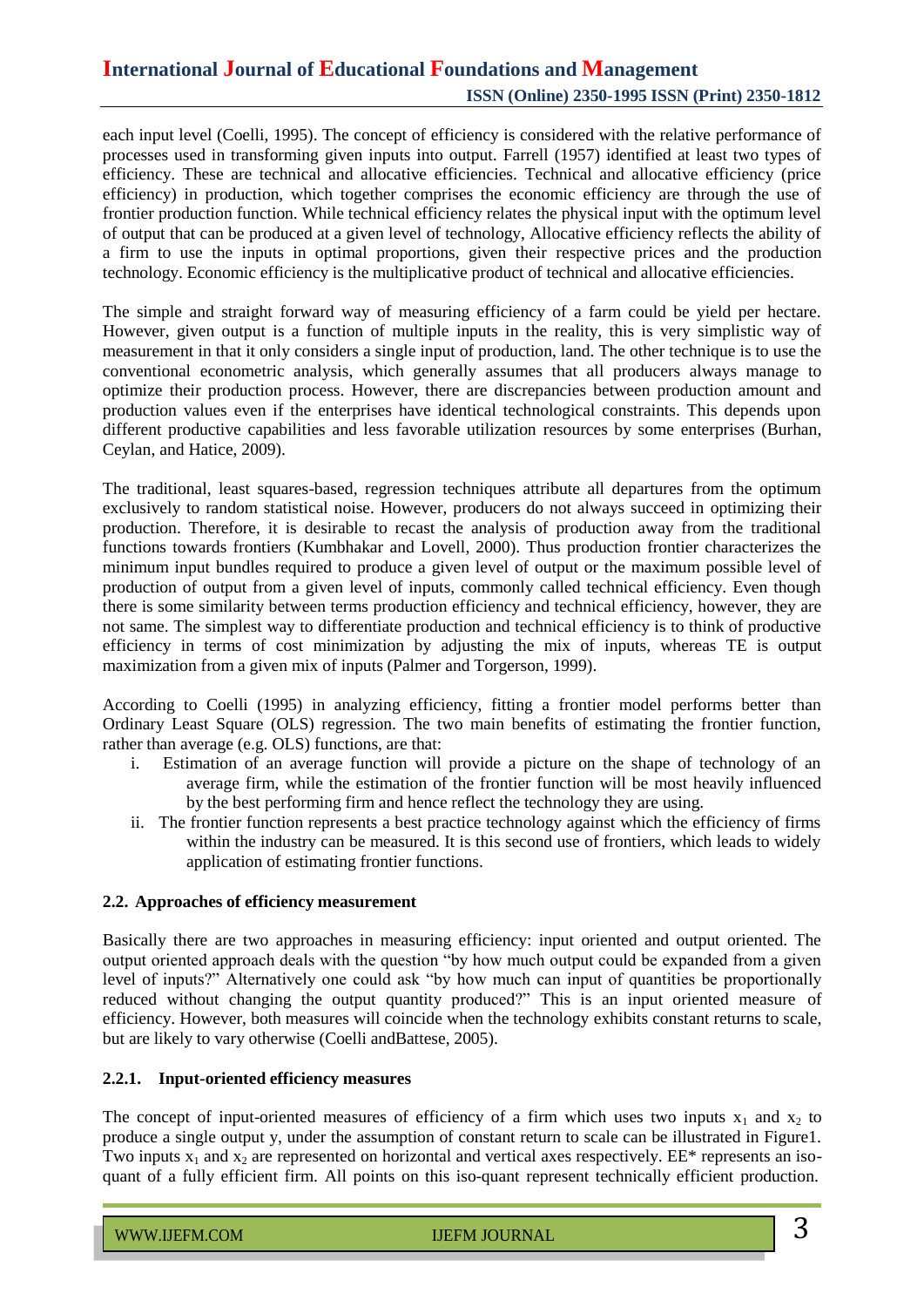each input level (Coelli, 1995). The concept of efficiency is considered with the relative performance of processes used in transforming given inputs into output. Farrell (1957) identified at least two types of efficiency. These are technical and allocative efficiencies. Technical and allocative efficiency (price efficiency) in production, which together comprises the economic efficiency are through the use of frontier production function. While technical efficiency relates the physical input with the optimum level of output that can be produced at a given level of technology, Allocative efficiency reflects the ability of a firm to use the inputs in optimal proportions, given their respective prices and the production technology. Economic efficiency is the multiplicative product of technical and allocative efficiencies.

The simple and straight forward way of measuring efficiency of a farm could be yield per hectare. However, given output is a function of multiple inputs in the reality, this is very simplistic way of measurement in that it only considers a single input of production, land. The other technique is to use the conventional econometric analysis, which generally assumes that all producers always manage to optimize their production process. However, there are discrepancies between production amount and production values even if the enterprises have identical technological constraints. This depends upon different productive capabilities and less favorable utilization resources by some enterprises (Burhan, Ceylan, and Hatice, 2009).

The traditional, least squares-based, regression techniques attribute all departures from the optimum exclusively to random statistical noise. However, producers do not always succeed in optimizing their production. Therefore, it is desirable to recast the analysis of production away from the traditional functions towards frontiers (Kumbhakar and Lovell, 2000). Thus production frontier characterizes the minimum input bundles required to produce a given level of output or the maximum possible level of production of output from a given level of inputs, commonly called technical efficiency. Even though there is some similarity between terms production efficiency and technical efficiency, however, they are not same. The simplest way to differentiate production and technical efficiency is to think of productive efficiency in terms of cost minimization by adjusting the mix of inputs, whereas TE is output maximization from a given mix of inputs (Palmer and Torgerson, 1999).

According to Coelli (1995) in analyzing efficiency, fitting a frontier model performs better than Ordinary Least Square (OLS) regression. The two main benefits of estimating the frontier function, rather than average (e.g. OLS) functions, are that:

i. Estimation of an average function will provide a picture on the shape of technology of an average firm, while the estimation of the frontier function will be most heavily influenced by the best performing firm and hence reflect the technology they are using.

ii. The frontier function represents a best practice technology against which the efficiency of firms within the industry can be measured. It is this second use of frontiers, which leads to widely application of estimating frontier functions.

### 2.2. Approaches of efficiency measurement

Basically there are two approaches in measuring efficiency: input oriented and output oriented. The output oriented approach deals with the question "by how much output could be expanded from a given level of inputs?" Alternatively one could ask "by how much can input of quantities be proportionally reduced without changing the output quantity produced?" This is an input oriented measure of efficiency. However, both measures will coincide when the technology exhibits constant returns to scale, but are likely to vary otherwise (Coelli andBattese, 2005).

#### 2.2.1. Input-oriented efficiency measures

The concept of input-oriented measures of efficiency of a firm which uses two inputs $x_1$ and $x_2$ to produce a single output y, under the assumption of constant return to scale can be illustrated in Figure1. Two inputs $x_1$ and $x_2$ are represented on horizontal and vertical axes respectively. EE* represents an iso-quant of a fully efficient firm. All points on this iso-quant represent technically efficient production.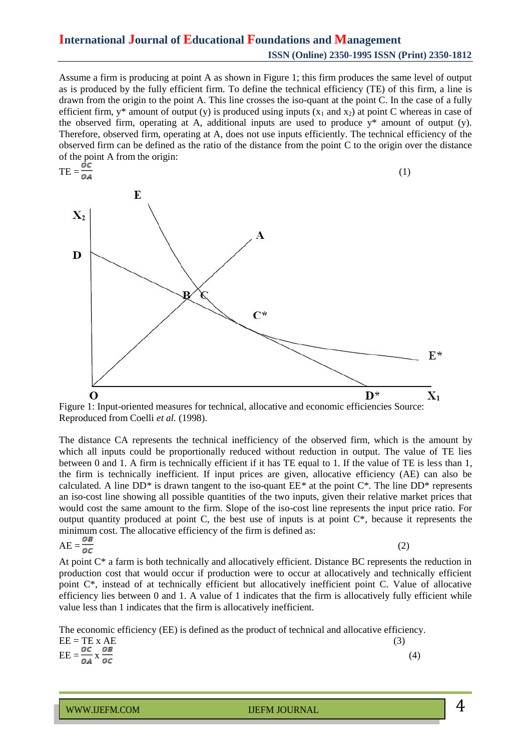Assume a firm is producing at point A as shown in Figure 1; this firm produces the same level of output as is produced by the fully efficient firm. To define the technical efficiency (TE) of this firm, a line is drawn from the origin to the point A. This line crosses the iso-quant at the point C. In the case of a fully efficient firm, y* amount of output (y) is produced using inputs ($x_1$ and $x_2$) at point C whereas in case of the observed firm, operating at A, additional inputs are used to produce y* amount of output (y). Therefore, observed firm, operating at A, does not use inputs efficiently. The technical efficiency of the observed firm can be defined as the ratio of the distance from the point C to the origin over the distance of the point A from the origin:

$$TE = \frac{OC}{OA} \tag{1}$$

Figure 1: Input-oriented measures for technical, allocative and economic efficiencies Source: Reproduced from Coelli *et al.* (1998).

The distance CA represents the technical inefficiency of the observed firm, which is the amount by which all inputs could be proportionally reduced without reduction in output. The value of TE lies between 0 and 1. A firm is technically efficient if it has TE equal to 1. If the value of TE is less than 1, the firm is technically inefficient. If input prices are given, allocative efficiency (AE) can also be calculated. A line DD* is drawn tangent to the iso-quant EE* at the point C*. The line DD* represents an iso-cost line showing all possible quantities of the two inputs, given their relative market prices that would cost the same amount to the firm. Slope of the iso-cost line represents the input price ratio. For output quantity produced at point C, the best use of inputs is at point C*, because it represents the minimum cost. The allocative efficiency of the firm is defined as:

$$AE = \frac{OB}{OC} \tag{2}$$

At point C* a farm is both technically and allocatively efficient. Distance BC represents the reduction in production cost that would occur if production were to occur at allocatively and technically efficient point C*, instead of at technically efficient but allocatively inefficient point C. Value of allocative efficiency lies between 0 and 1. A value of 1 indicates that the firm is allocatively fully efficient while value less than 1 indicates that the firm is allocatively inefficient.

The economic efficiency (EE) is defined as the product of technical and allocative efficiency.

$$EE = TE \times AE \tag{3}$$

$$EE = \frac{OC}{OA} \times \frac{OB}{OC} \tag{4}$$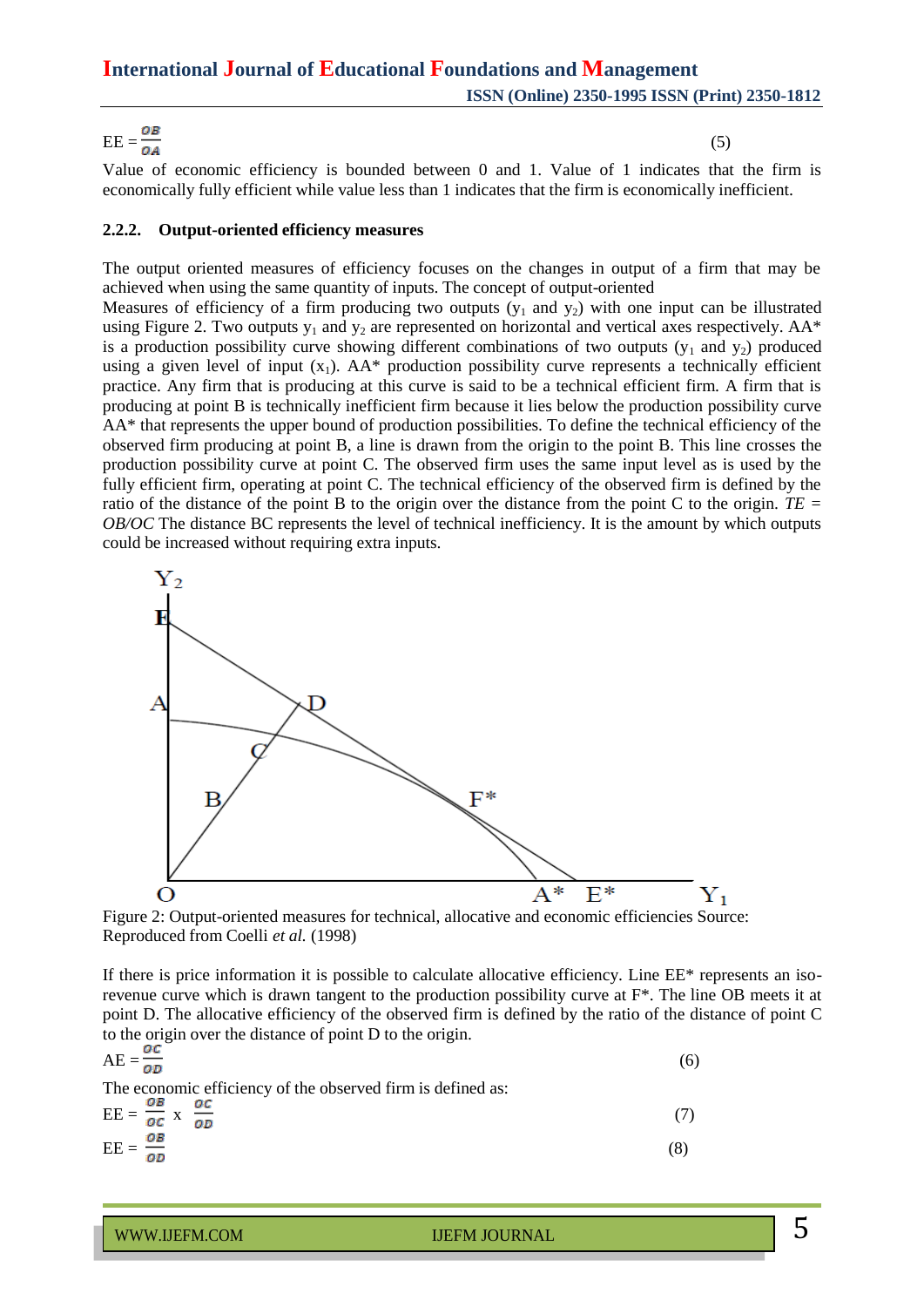$$EE = \frac{OB}{OA} \quad (5)$$

Value of economic efficiency is bounded between 0 and 1. Value of 1 indicates that the firm is economically fully efficient while value less than 1 indicates that the firm is economically inefficient.

### 2.2.2. Output-oriented efficiency measures

The output oriented measures of efficiency focuses on the changes in output of a firm that may be achieved when using the same quantity of inputs. The concept of output-oriented

Measures of efficiency of a firm producing two outputs ($y_1$ and $y_2$) with one input can be illustrated using Figure 2. Two outputs $y_1$ and $y_2$ are represented on horizontal and vertical axes respectively. AA* is a production possibility curve showing different combinations of two outputs ($y_1$ and $y_2$) produced using a given level of input ($x_1$). AA* production possibility curve represents a technically efficient practice. Any firm that is producing at this curve is said to be a technical efficient firm. A firm that is producing at point B is technically inefficient firm because it lies below the production possibility curve AA* that represents the upper bound of production possibilities. To define the technical efficiency of the observed firm producing at point B, a line is drawn from the origin to the point B. This line crosses the production possibility curve at point C. The observed firm uses the same input level as is used by the fully efficient firm, operating at point C. The technical efficiency of the observed firm is defined by the ratio of the distance of the point B to the origin over the distance from the point C to the origin. *TE = OB/OC* The distance BC represents the level of technical inefficiency. It is the amount by which outputs could be increased without requiring extra inputs.

Figure 2: Output-oriented measures for technical, allocative and economic efficiencies Source: Reproduced from Coelli *et al.* (1998)

If there is price information it is possible to calculate allocative efficiency. Line EE* represents an iso-revenue curve which is drawn tangent to the production possibility curve at F*. The line OB meets it at point D. The allocative efficiency of the observed firm is defined by the ratio of the distance of point C to the origin over the distance of point D to the origin.

$$AE = \frac{OC}{OD} \quad (6)$$

The economic efficiency of the observed firm is defined as:

$$EE = \frac{OB}{OC} \times \frac{OC}{OD} \quad (7)$$

$$EE = \frac{OB}{OD} \quad (8)$$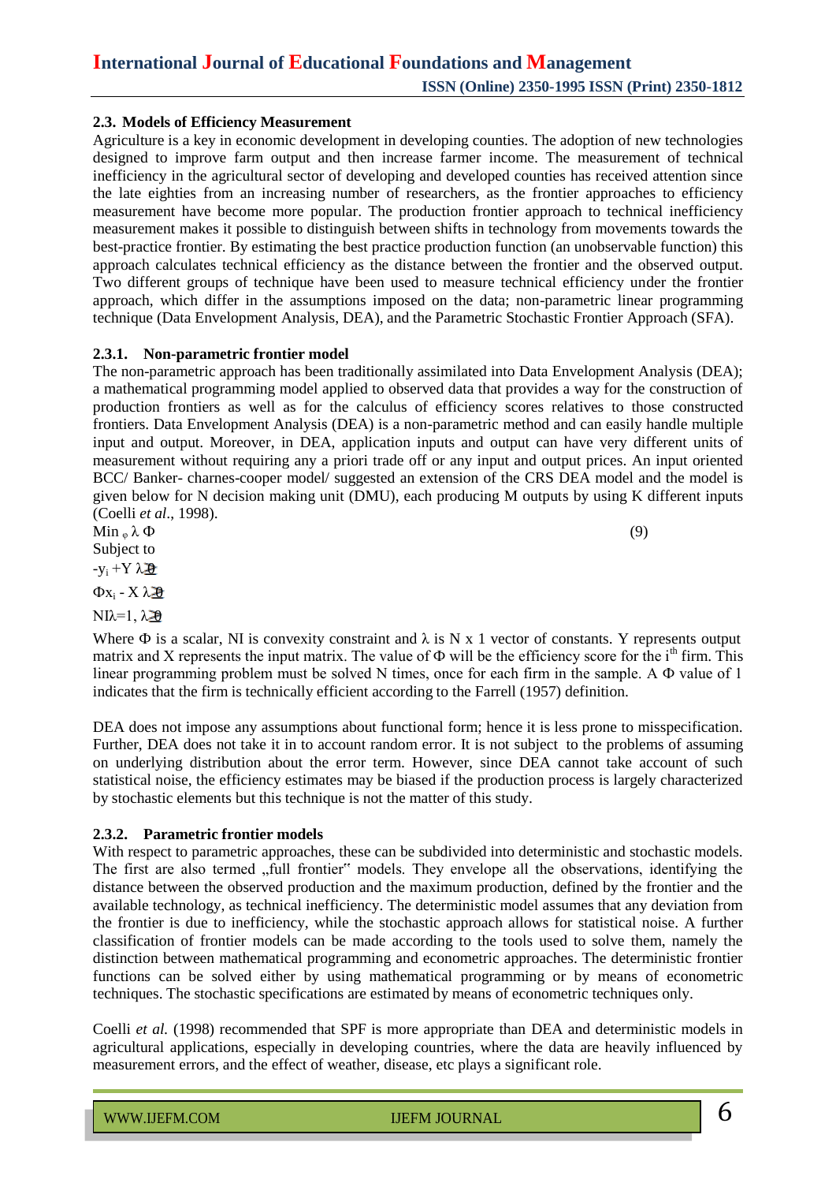### 2.3. Models of Efficiency Measurement

Agriculture is a key in economic development in developing counties. The adoption of new technologies designed to improve farm output and then increase farmer income. The measurement of technical inefficiency in the agricultural sector of developing and developed counties has received attention since the late eighties from an increasing number of researchers, as the frontier approaches to efficiency measurement have become more popular. The production frontier approach to technical inefficiency measurement makes it possible to distinguish between shifts in technology from movements towards the best-practice frontier. By estimating the best practice production function (an unobservable function) this approach calculates technical efficiency as the distance between the frontier and the observed output. Two different groups of technique have been used to measure technical efficiency under the frontier approach, which differ in the assumptions imposed on the data; non-parametric linear programming technique (Data Envelopment Analysis, DEA), and the Parametric Stochastic Frontier Approach (SFA).

#### 2.3.1. Non-parametric frontier model

The non-parametric approach has been traditionally assimilated into Data Envelopment Analysis (DEA); a mathematical programming model applied to observed data that provides a way for the construction of production frontiers as well as for the calculus of efficiency scores relatives to those constructed frontiers. Data Envelopment Analysis (DEA) is a non-parametric method and can easily handle multiple input and output. Moreover, in DEA, application inputs and output can have very different units of measurement without requiring any a priori trade off or any input and output prices. An input oriented BCC/ Banker- charnes-cooper model/ suggested an extension of the CRS DEA model and the model is given below for N decision making unit (DMU), each producing M outputs by using K different inputs (Coelli *et al*., 1998).

$$\text{Min}_{\varphi}\ \lambda\ \Phi \qquad (9)$$

Subject to

$$-y_i + Y\lambda \geq 0$$

$$\Phi x_i - X\lambda \geq 0$$

$$NI\lambda = 1,\ \lambda \geq 0$$

Where $\Phi$ is a scalar, NI is convexity constraint and $\lambda$ is N x 1 vector of constants. Y represents output matrix and X represents the input matrix. The value of $\Phi$ will be the efficiency score for the $i^{th}$ firm. This linear programming problem must be solved N times, once for each firm in the sample. A $\Phi$ value of 1 indicates that the firm is technically efficient according to the Farrell (1957) definition.

DEA does not impose any assumptions about functional form; hence it is less prone to misspecification. Further, DEA does not take it in to account random error. It is not subject to the problems of assuming on underlying distribution about the error term. However, since DEA cannot take account of such statistical noise, the efficiency estimates may be biased if the production process is largely characterized by stochastic elements but this technique is not the matter of this study.

#### 2.3.2. Parametric frontier models

With respect to parametric approaches, these can be subdivided into deterministic and stochastic models. The first are also termed „full frontier" models. They envelope all the observations, identifying the distance between the observed production and the maximum production, defined by the frontier and the available technology, as technical inefficiency. The deterministic model assumes that any deviation from the frontier is due to inefficiency, while the stochastic approach allows for statistical noise. A further classification of frontier models can be made according to the tools used to solve them, namely the distinction between mathematical programming and econometric approaches. The deterministic frontier functions can be solved either by using mathematical programming or by means of econometric techniques. The stochastic specifications are estimated by means of econometric techniques only.

Coelli *et al.* (1998) recommended that SPF is more appropriate than DEA and deterministic models in agricultural applications, especially in developing countries, where the data are heavily influenced by measurement errors, and the effect of weather, disease, etc plays a significant role.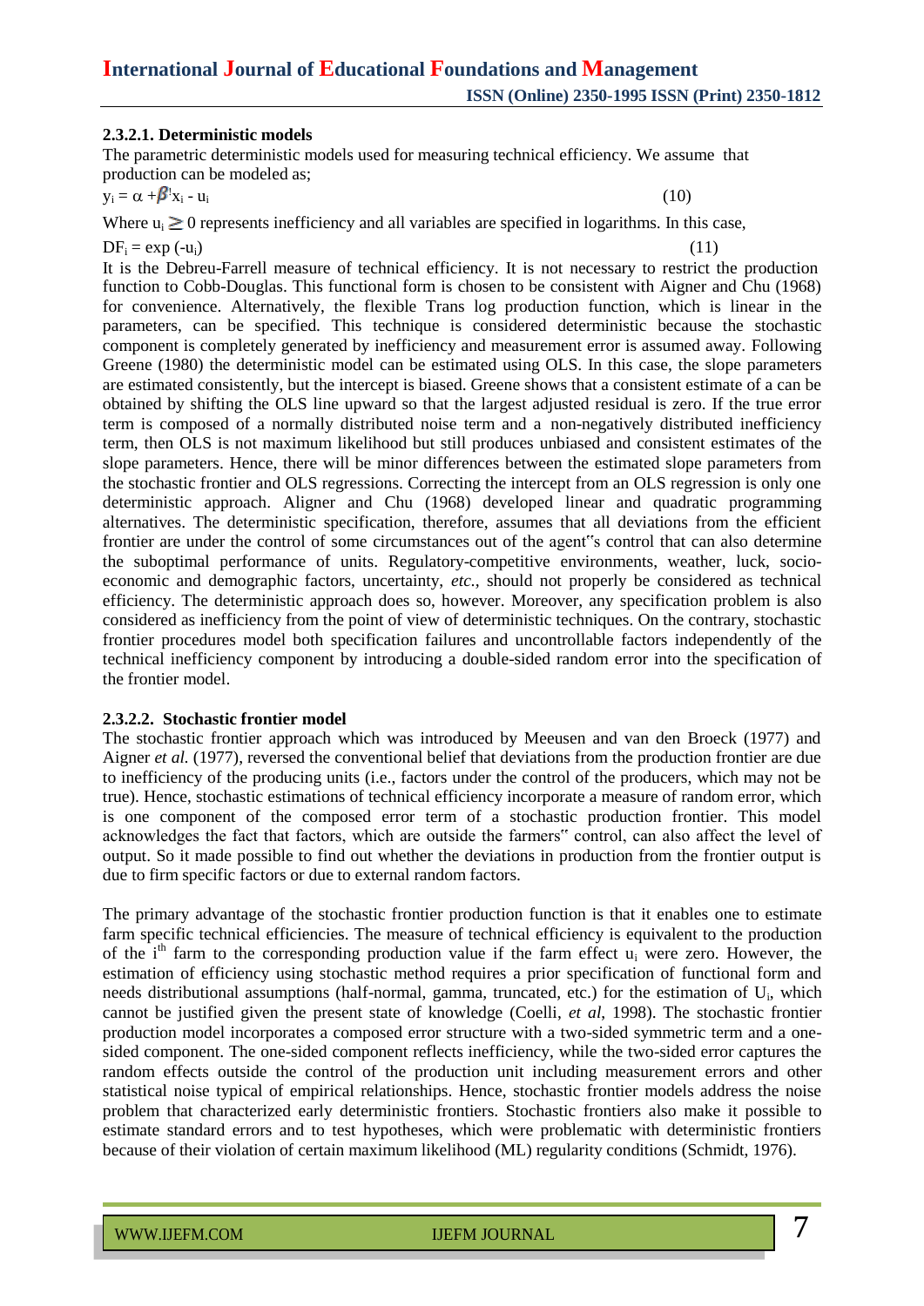#### 2.3.2.1. Deterministic models

The parametric deterministic models used for measuring technical efficiency. We assume that production can be modeled as;

$$y_i = \alpha + \beta' x_i - u_i \qquad (10)$$

Where $u_i \geq 0$ represents inefficiency and all variables are specified in logarithms. In this case,

$$DF_i = \exp(-u_i) \qquad (11)$$

It is the Debreu-Farrell measure of technical efficiency. It is not necessary to restrict the production function to Cobb-Douglas. This functional form is chosen to be consistent with Aigner and Chu (1968) for convenience. Alternatively, the flexible Trans log production function, which is linear in the parameters, can be specified. This technique is considered deterministic because the stochastic component is completely generated by inefficiency and measurement error is assumed away. Following Greene (1980) the deterministic model can be estimated using OLS. In this case, the slope parameters are estimated consistently, but the intercept is biased. Greene shows that a consistent estimate of a can be obtained by shifting the OLS line upward so that the largest adjusted residual is zero. If the true error term is composed of a normally distributed noise term and a non-negatively distributed inefficiency term, then OLS is not maximum likelihood but still produces unbiased and consistent estimates of the slope parameters. Hence, there will be minor differences between the estimated slope parameters from the stochastic frontier and OLS regressions. Correcting the intercept from an OLS regression is only one deterministic approach. Aligner and Chu (1968) developed linear and quadratic programming alternatives. The deterministic specification, therefore, assumes that all deviations from the efficient frontier are under the control of the agent"s control that can also determine the suboptimal performance of units. Regulatory-competitive environments, weather, luck, socio-economic and demographic factors, uncertainty, *etc.,* should not properly be considered as technical efficiency. The deterministic approach does so, however. Moreover, any specification problem is also considered as inefficiency from the point of view of deterministic techniques. On the contrary, stochastic frontier procedures model both specification failures and uncontrollable factors independently of the technical inefficiency component by introducing a double-sided random error into the specification of the frontier model.

#### 2.3.2.2. Stochastic frontier model

The stochastic frontier approach which was introduced by Meeusen and van den Broeck (1977) and Aigner *et al.* (1977), reversed the conventional belief that deviations from the production frontier are due to inefficiency of the producing units (i.e., factors under the control of the producers, which may not be true). Hence, stochastic estimations of technical efficiency incorporate a measure of random error, which is one component of the composed error term of a stochastic production frontier. This model acknowledges the fact that factors, which are outside the farmers" control, can also affect the level of output. So it made possible to find out whether the deviations in production from the frontier output is due to firm specific factors or due to external random factors.

The primary advantage of the stochastic frontier production function is that it enables one to estimate farm specific technical efficiencies. The measure of technical efficiency is equivalent to the production of the i[th] farm to the corresponding production value if the farm effect $u_i$ were zero. However, the estimation of efficiency using stochastic method requires a prior specification of functional form and needs distributional assumptions (half-normal, gamma, truncated, etc.) for the estimation of $U_i$, which cannot be justified given the present state of knowledge (Coelli, *et al,* 1998). The stochastic frontier production model incorporates a composed error structure with a two-sided symmetric term and a one-sided component. The one-sided component reflects inefficiency, while the two-sided error captures the random effects outside the control of the production unit including measurement errors and other statistical noise typical of empirical relationships. Hence, stochastic frontier models address the noise problem that characterized early deterministic frontiers. Stochastic frontiers also make it possible to estimate standard errors and to test hypotheses, which were problematic with deterministic frontiers because of their violation of certain maximum likelihood (ML) regularity conditions (Schmidt, 1976).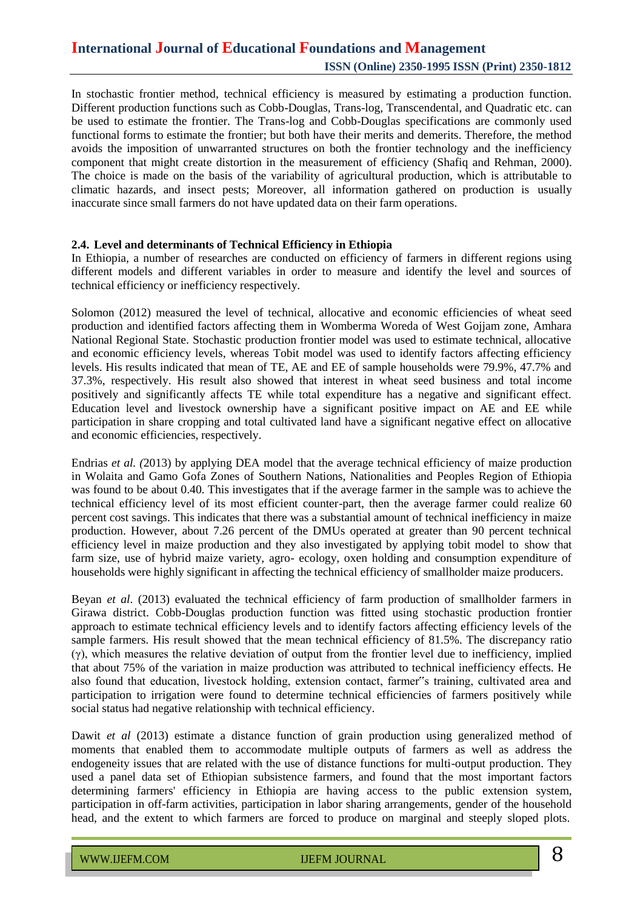In stochastic frontier method, technical efficiency is measured by estimating a production function. Different production functions such as Cobb-Douglas, Trans-log, Transcendental, and Quadratic etc. can be used to estimate the frontier. The Trans-log and Cobb-Douglas specifications are commonly used functional forms to estimate the frontier; but both have their merits and demerits. Therefore, the method avoids the imposition of unwarranted structures on both the frontier technology and the inefficiency component that might create distortion in the measurement of efficiency (Shafiq and Rehman, 2000). The choice is made on the basis of the variability of agricultural production, which is attributable to climatic hazards, and insect pests; Moreover, all information gathered on production is usually inaccurate since small farmers do not have updated data on their farm operations.

### 2.4. Level and determinants of Technical Efficiency in Ethiopia

In Ethiopia, a number of researches are conducted on efficiency of farmers in different regions using different models and different variables in order to measure and identify the level and sources of technical efficiency or inefficiency respectively.

Solomon (2012) measured the level of technical, allocative and economic efficiencies of wheat seed production and identified factors affecting them in Womberma Woreda of West Gojjam zone, Amhara National Regional State. Stochastic production frontier model was used to estimate technical, allocative and economic efficiency levels, whereas Tobit model was used to identify factors affecting efficiency levels. His results indicated that mean of TE, AE and EE of sample households were 79.9%, 47.7% and 37.3%, respectively. His result also showed that interest in wheat seed business and total income positively and significantly affects TE while total expenditure has a negative and significant effect. Education level and livestock ownership have a significant positive impact on AE and EE while participation in share cropping and total cultivated land have a significant negative effect on allocative and economic efficiencies, respectively.

Endrias *et al. (*2013) by applying DEA model that the average technical efficiency of maize production in Wolaita and Gamo Gofa Zones of Southern Nations, Nationalities and Peoples Region of Ethiopia was found to be about 0.40. This investigates that if the average farmer in the sample was to achieve the technical efficiency level of its most efficient counter-part, then the average farmer could realize 60 percent cost savings. This indicates that there was a substantial amount of technical inefficiency in maize production. However, about 7.26 percent of the DMUs operated at greater than 90 percent technical efficiency level in maize production and they also investigated by applying tobit model to show that farm size, use of hybrid maize variety, agro- ecology, oxen holding and consumption expenditure of households were highly significant in affecting the technical efficiency of smallholder maize producers.

Beyan *et al*. (2013) evaluated the technical efficiency of farm production of smallholder farmers in Girawa district. Cobb-Douglas production function was fitted using stochastic production frontier approach to estimate technical efficiency levels and to identify factors affecting efficiency levels of the sample farmers. His result showed that the mean technical efficiency of 81.5%. The discrepancy ratio ($\gamma$), which measures the relative deviation of output from the frontier level due to inefficiency, implied that about 75% of the variation in maize production was attributed to technical inefficiency effects. He also found that education, livestock holding, extension contact, farmer‟s training, cultivated area and participation to irrigation were found to determine technical efficiencies of farmers positively while social status had negative relationship with technical efficiency.

Dawit *et al* (2013) estimate a distance function of grain production using generalized method of moments that enabled them to accommodate multiple outputs of farmers as well as address the endogeneity issues that are related with the use of distance functions for multi-output production. They used a panel data set of Ethiopian subsistence farmers, and found that the most important factors determining farmers' efficiency in Ethiopia are having access to the public extension system, participation in off-farm activities, participation in labor sharing arrangements, gender of the household head, and the extent to which farmers are forced to produce on marginal and steeply sloped plots.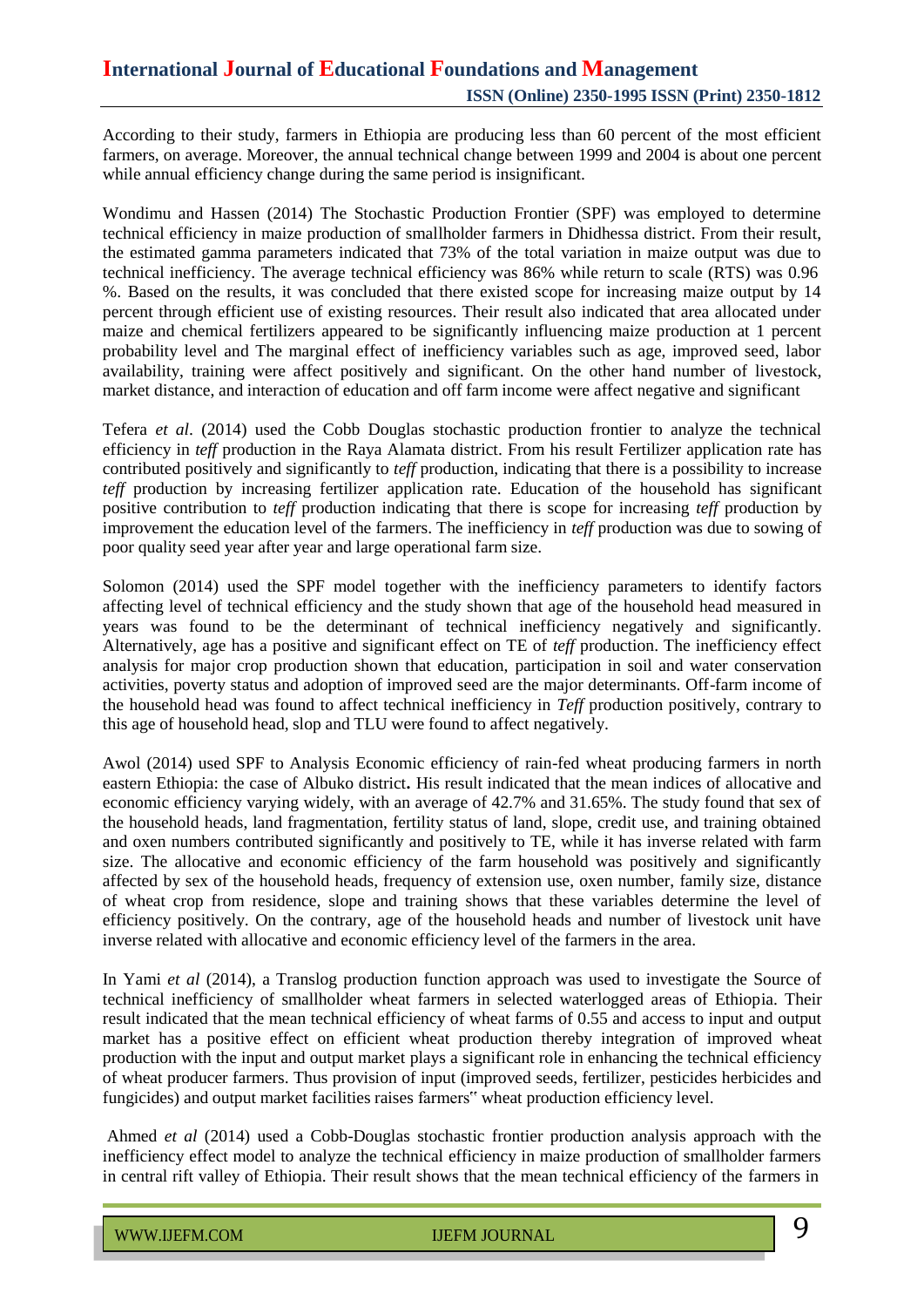According to their study, farmers in Ethiopia are producing less than 60 percent of the most efficient farmers, on average. Moreover, the annual technical change between 1999 and 2004 is about one percent while annual efficiency change during the same period is insignificant.

Wondimu and Hassen (2014) The Stochastic Production Frontier (SPF) was employed to determine technical efficiency in maize production of smallholder farmers in Dhidhessa district. From their result, the estimated gamma parameters indicated that 73% of the total variation in maize output was due to technical inefficiency. The average technical efficiency was 86% while return to scale (RTS) was 0.96 %. Based on the results, it was concluded that there existed scope for increasing maize output by 14 percent through efficient use of existing resources. Their result also indicated that area allocated under maize and chemical fertilizers appeared to be significantly influencing maize production at 1 percent probability level and The marginal effect of inefficiency variables such as age, improved seed, labor availability, training were affect positively and significant. On the other hand number of livestock, market distance, and interaction of education and off farm income were affect negative and significant

Tefera *et al*. (2014) used the Cobb Douglas stochastic production frontier to analyze the technical efficiency in *teff* production in the Raya Alamata district. From his result Fertilizer application rate has contributed positively and significantly to *teff* production, indicating that there is a possibility to increase *teff* production by increasing fertilizer application rate. Education of the household has significant positive contribution to *teff* production indicating that there is scope for increasing *teff* production by improvement the education level of the farmers. The inefficiency in *teff* production was due to sowing of poor quality seed year after year and large operational farm size.

Solomon (2014) used the SPF model together with the inefficiency parameters to identify factors affecting level of technical efficiency and the study shown that age of the household head measured in years was found to be the determinant of technical inefficiency negatively and significantly. Alternatively, age has a positive and significant effect on TE of *teff* production. The inefficiency effect analysis for major crop production shown that education, participation in soil and water conservation activities, poverty status and adoption of improved seed are the major determinants. Off-farm income of the household head was found to affect technical inefficiency in *Teff* production positively, contrary to this age of household head, slop and TLU were found to affect negatively.

Awol (2014) used SPF to Analysis Economic efficiency of rain-fed wheat producing farmers in north eastern Ethiopia: the case of Albuko district**.** His result indicated that the mean indices of allocative and economic efficiency varying widely, with an average of 42.7% and 31.65%. The study found that sex of the household heads, land fragmentation, fertility status of land, slope, credit use, and training obtained and oxen numbers contributed significantly and positively to TE, while it has inverse related with farm size. The allocative and economic efficiency of the farm household was positively and significantly affected by sex of the household heads, frequency of extension use, oxen number, family size, distance of wheat crop from residence, slope and training shows that these variables determine the level of efficiency positively. On the contrary, age of the household heads and number of livestock unit have inverse related with allocative and economic efficiency level of the farmers in the area.

In Yami *et al* (2014), a Translog production function approach was used to investigate the Source of technical inefficiency of smallholder wheat farmers in selected waterlogged areas of Ethiopia. Their result indicated that the mean technical efficiency of wheat farms of 0.55 and access to input and output market has a positive effect on efficient wheat production thereby integration of improved wheat production with the input and output market plays a significant role in enhancing the technical efficiency of wheat producer farmers. Thus provision of input (improved seeds, fertilizer, pesticides herbicides and fungicides) and output market facilities raises farmers" wheat production efficiency level.

Ahmed *et al* (2014) used a Cobb-Douglas stochastic frontier production analysis approach with the inefficiency effect model to analyze the technical efficiency in maize production of smallholder farmers in central rift valley of Ethiopia. Their result shows that the mean technical efficiency of the farmers in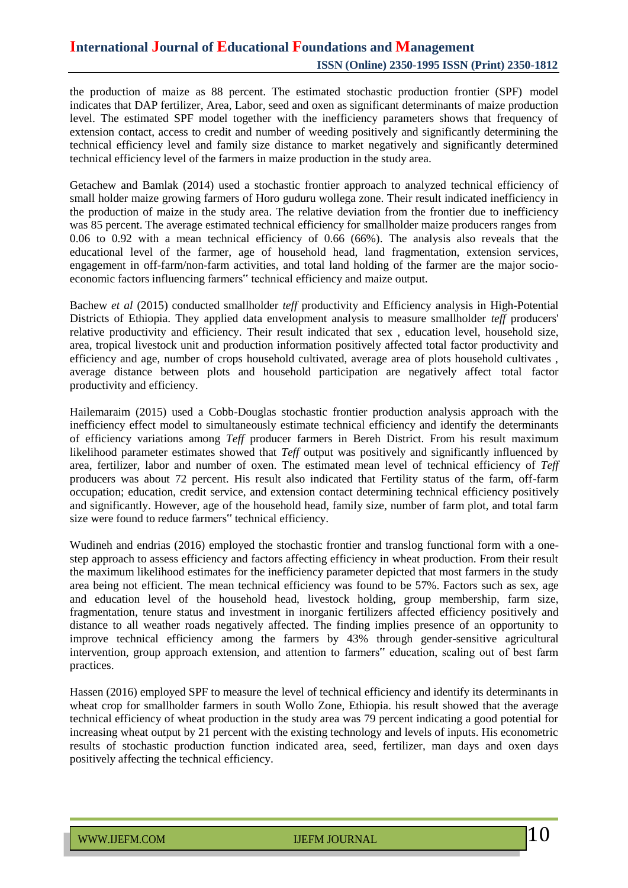the production of maize as 88 percent. The estimated stochastic production frontier (SPF) model indicates that DAP fertilizer, Area, Labor, seed and oxen as significant determinants of maize production level. The estimated SPF model together with the inefficiency parameters shows that frequency of extension contact, access to credit and number of weeding positively and significantly determining the technical efficiency level and family size distance to market negatively and significantly determined technical efficiency level of the farmers in maize production in the study area.

Getachew and Bamlak (2014) used a stochastic frontier approach to analyzed technical efficiency of small holder maize growing farmers of Horo guduru wollega zone. Their result indicated inefficiency in the production of maize in the study area. The relative deviation from the frontier due to inefficiency was 85 percent. The average estimated technical efficiency for smallholder maize producers ranges from 0.06 to 0.92 with a mean technical efficiency of 0.66 (66%). The analysis also reveals that the educational level of the farmer, age of household head, land fragmentation, extension services, engagement in off-farm/non-farm activities, and total land holding of the farmer are the major socio-economic factors influencing farmers‟ technical efficiency and maize output.

Bachew *et al* (2015) conducted smallholder *teff* productivity and Efficiency analysis in High-Potential Districts of Ethiopia. They applied data envelopment analysis to measure smallholder *teff* producers' relative productivity and efficiency. Their result indicated that sex , education level, household size, area, tropical livestock unit and production information positively affected total factor productivity and efficiency and age, number of crops household cultivated, average area of plots household cultivates , average distance between plots and household participation are negatively affect total factor productivity and efficiency.

Hailemaraim (2015) used a Cobb-Douglas stochastic frontier production analysis approach with the inefficiency effect model to simultaneously estimate technical efficiency and identify the determinants of efficiency variations among *Teff* producer farmers in Bereh District. From his result maximum likelihood parameter estimates showed that *Teff* output was positively and significantly influenced by area, fertilizer, labor and number of oxen. The estimated mean level of technical efficiency of *Teff* producers was about 72 percent. His result also indicated that Fertility status of the farm, off-farm occupation; education, credit service, and extension contact determining technical efficiency positively and significantly. However, age of the household head, family size, number of farm plot, and total farm size were found to reduce farmers‟ technical efficiency.

Wudineh and endrias (2016) employed the stochastic frontier and translog functional form with a one-step approach to assess efficiency and factors affecting efficiency in wheat production. From their result the maximum likelihood estimates for the inefficiency parameter depicted that most farmers in the study area being not efficient. The mean technical efficiency was found to be 57%. Factors such as sex, age and education level of the household head, livestock holding, group membership, farm size, fragmentation, tenure status and investment in inorganic fertilizers affected efficiency positively and distance to all weather roads negatively affected. The finding implies presence of an opportunity to improve technical efficiency among the farmers by 43% through gender-sensitive agricultural intervention, group approach extension, and attention to farmers‟ education, scaling out of best farm practices.

Hassen (2016) employed SPF to measure the level of technical efficiency and identify its determinants in wheat crop for smallholder farmers in south Wollo Zone, Ethiopia. his result showed that the average technical efficiency of wheat production in the study area was 79 percent indicating a good potential for increasing wheat output by 21 percent with the existing technology and levels of inputs. His econometric results of stochastic production function indicated area, seed, fertilizer, man days and oxen days positively affecting the technical efficiency.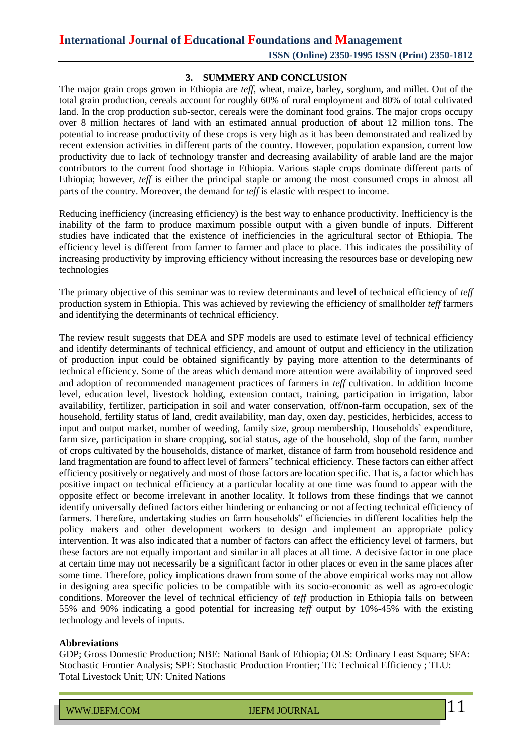## 3. SUMMERY AND CONCLUSION

The major grain crops grown in Ethiopia are *teff*, wheat, maize, barley, sorghum, and millet. Out of the total grain production, cereals account for roughly 60% of rural employment and 80% of total cultivated land. In the crop production sub-sector, cereals were the dominant food grains. The major crops occupy over 8 million hectares of land with an estimated annual production of about 12 million tons. The potential to increase productivity of these crops is very high as it has been demonstrated and realized by recent extension activities in different parts of the country. However, population expansion, current low productivity due to lack of technology transfer and decreasing availability of arable land are the major contributors to the current food shortage in Ethiopia. Various staple crops dominate different parts of Ethiopia; however, *teff* is either the principal staple or among the most consumed crops in almost all parts of the country. Moreover, the demand for *teff* is elastic with respect to income.

Reducing inefficiency (increasing efficiency) is the best way to enhance productivity. Inefficiency is the inability of the farm to produce maximum possible output with a given bundle of inputs. Different studies have indicated that the existence of inefficiencies in the agricultural sector of Ethiopia. The efficiency level is different from farmer to farmer and place to place. This indicates the possibility of increasing productivity by improving efficiency without increasing the resources base or developing new technologies

The primary objective of this seminar was to review determinants and level of technical efficiency of *teff* production system in Ethiopia. This was achieved by reviewing the efficiency of smallholder *teff* farmers and identifying the determinants of technical efficiency.

The review result suggests that DEA and SPF models are used to estimate level of technical efficiency and identify determinants of technical efficiency, and amount of output and efficiency in the utilization of production input could be obtained significantly by paying more attention to the determinants of technical efficiency. Some of the areas which demand more attention were availability of improved seed and adoption of recommended management practices of farmers in *teff* cultivation. In addition Income level, education level, livestock holding, extension contact, training, participation in irrigation, labor availability, fertilizer, participation in soil and water conservation, off/non-farm occupation, sex of the household, fertility status of land, credit availability, man day, oxen day, pesticides, herbicides, access to input and output market, number of weeding, family size, group membership, Households` expenditure, farm size, participation in share cropping, social status, age of the household, slop of the farm, number of crops cultivated by the households, distance of market, distance of farm from household residence and land fragmentation are found to affect level of farmers‟ technical efficiency. These factors can either affect efficiency positively or negatively and most of those factors are location specific. That is, a factor which has positive impact on technical efficiency at a particular locality at one time was found to appear with the opposite effect or become irrelevant in another locality. It follows from these findings that we cannot identify universally defined factors either hindering or enhancing or not affecting technical efficiency of farmers. Therefore, undertaking studies on farm households‟ efficiencies in different localities help the policy makers and other development workers to design and implement an appropriate policy intervention. It was also indicated that a number of factors can affect the efficiency level of farmers, but these factors are not equally important and similar in all places at all time. A decisive factor in one place at certain time may not necessarily be a significant factor in other places or even in the same places after some time. Therefore, policy implications drawn from some of the above empirical works may not allow in designing area specific policies to be compatible with its socio-economic as well as agro-ecologic conditions. Moreover the level of technical efficiency of *teff* production in Ethiopia falls on between 55% and 90% indicating a good potential for increasing *teff* output by 10%-45% with the existing technology and levels of inputs.

**Abbreviations**

GDP; Gross Domestic Production; NBE: National Bank of Ethiopia; OLS: Ordinary Least Square; SFA: Stochastic Frontier Analysis; SPF: Stochastic Production Frontier; TE: Technical Efficiency ; TLU: Total Livestock Unit; UN: United Nations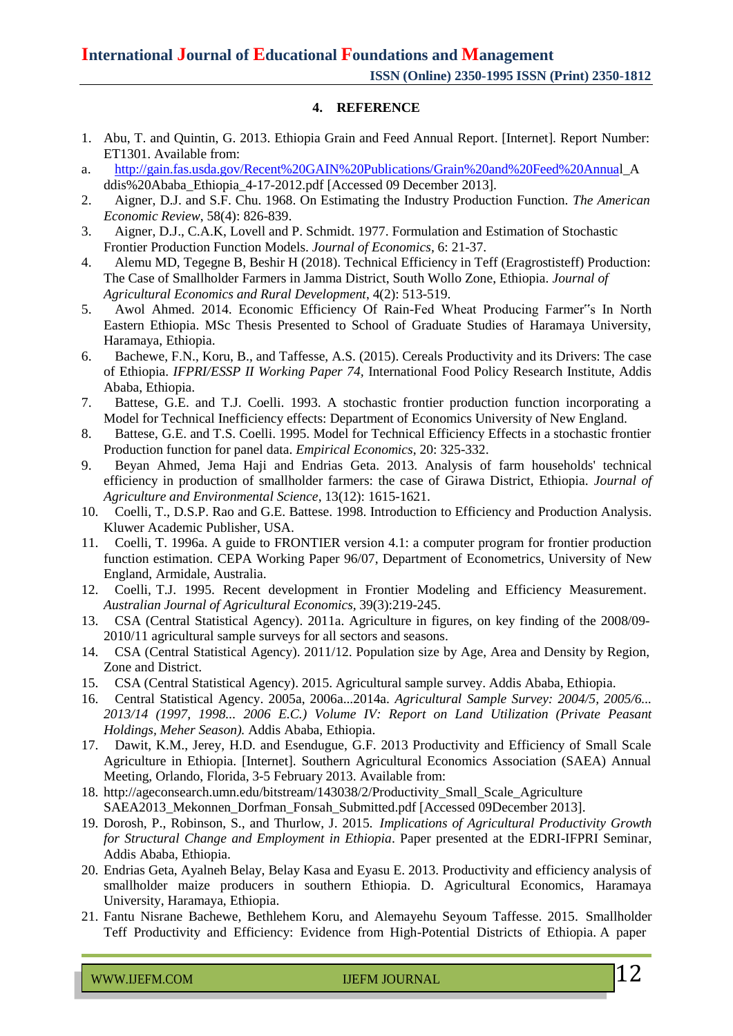## 4. REFERENCE

1. Abu, T. and Quintin, G. 2013. Ethiopia Grain and Feed Annual Report. [Internet]. Report Number: ET1301. Available from:

a. http://gain.fas.usda.gov/Recent%20GAIN%20Publications/Grain%20and%20Feed%20Annual_Addis%20Ababa_Ethiopia_4-17-2012.pdf [Accessed 09 December 2013].

2. Aigner, D.J. and S.F. Chu. 1968. On Estimating the Industry Production Function. *The American Economic Review*, 58(4): 826-839.
3. Aigner, D.J., C.A.K, Lovell and P. Schmidt. 1977. Formulation and Estimation of Stochastic Frontier Production Function Models. *Journal of Economics*, 6: 21-37.
4. Alemu MD, Tegegne B, Beshir H (2018). Technical Efficiency in Teff (Eragrostisteff) Production: The Case of Smallholder Farmers in Jamma District, South Wollo Zone, Ethiopia. *Journal of Agricultural Economics and Rural Development*, 4(2): 513-519.
5. Awol Ahmed. 2014. Economic Efficiency Of Rain-Fed Wheat Producing Farmer‟s In North Eastern Ethiopia. MSc Thesis Presented to School of Graduate Studies of Haramaya University, Haramaya, Ethiopia.
6. Bachewe, F.N., Koru, B., and Taffesse, A.S. (2015). Cereals Productivity and its Drivers: The case of Ethiopia. *IFPRI/ESSP II Working Paper 74*, International Food Policy Research Institute, Addis Ababa, Ethiopia.
7. Battese, G.E. and T.J. Coelli. 1993. A stochastic frontier production function incorporating a Model for Technical Inefficiency effects: Department of Economics University of New England.
8. Battese, G.E. and T.S. Coelli. 1995. Model for Technical Efficiency Effects in a stochastic frontier Production function for panel data. *Empirical Economics*, 20: 325-332.
9. Beyan Ahmed, Jema Haji and Endrias Geta. 2013. Analysis of farm households' technical efficiency in production of smallholder farmers: the case of Girawa District, Ethiopia. *Journal of Agriculture and Environmental Science*, 13(12): 1615-1621.
10. Coelli, T., D.S.P. Rao and G.E. Battese. 1998. Introduction to Efficiency and Production Analysis. Kluwer Academic Publisher, USA.
11. Coelli, T. 1996a. A guide to FRONTIER version 4.1: a computer program for frontier production function estimation. CEPA Working Paper 96/07, Department of Econometrics, University of New England, Armidale, Australia.
12. Coelli, T.J. 1995. Recent development in Frontier Modeling and Efficiency Measurement. *Australian Journal of Agricultural Economics*, 39(3):219-245.
13. CSA (Central Statistical Agency). 2011a. Agriculture in figures, on key finding of the 2008/09-2010/11 agricultural sample surveys for all sectors and seasons.
14. CSA (Central Statistical Agency). 2011/12. Population size by Age, Area and Density by Region, Zone and District.
15. CSA (Central Statistical Agency). 2015. Agricultural sample survey. Addis Ababa, Ethiopia.
16. Central Statistical Agency. 2005a, 2006a...2014a. *Agricultural Sample Survey: 2004/5, 2005/6... 2013/14 (1997, 1998... 2006 E.C.) Volume IV: Report on Land Utilization (Private Peasant Holdings, Meher Season).* Addis Ababa, Ethiopia.
17. Dawit, K.M., Jerey, H.D. and Esendugue, G.F. 2013 Productivity and Efficiency of Small Scale Agriculture in Ethiopia. [Internet]. Southern Agricultural Economics Association (SAEA) Annual Meeting, Orlando, Florida, 3-5 February 2013. Available from:
18. http://ageconsearch.umn.edu/bitstream/143038/2/Productivity_Small_Scale_Agriculture SAEA2013_Mekonnen_Dorfman_Fonsah_Submitted.pdf [Accessed 09December 2013].
19. Dorosh, P., Robinson, S., and Thurlow, J. 2015. *Implications of Agricultural Productivity Growth for Structural Change and Employment in Ethiopia*. Paper presented at the EDRI-IFPRI Seminar, Addis Ababa, Ethiopia.
20. Endrias Geta, Ayalneh Belay, Belay Kasa and Eyasu E. 2013. Productivity and efficiency analysis of smallholder maize producers in southern Ethiopia. D. Agricultural Economics, Haramaya University, Haramaya, Ethiopia.
21. Fantu Nisrane Bachewe, Bethlehem Koru, and Alemayehu Seyoum Taffesse. 2015. Smallholder Teff Productivity and Efficiency: Evidence from High-Potential Districts of Ethiopia. A paper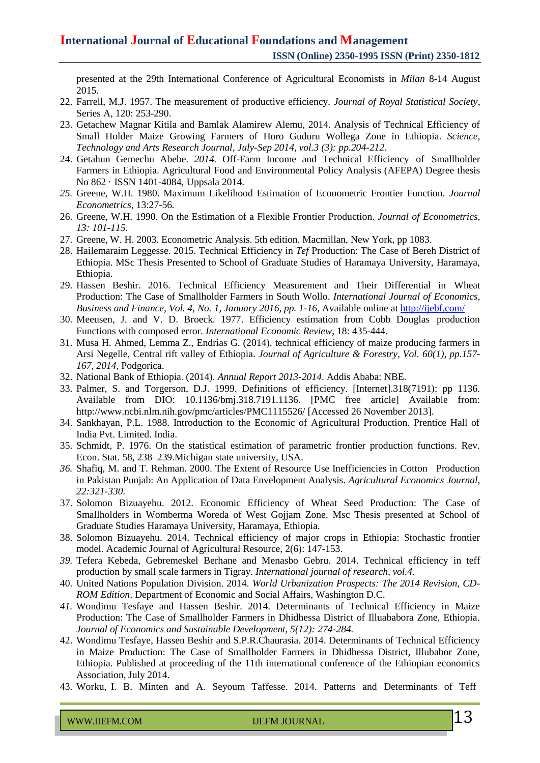presented at the 29th International Conference of Agricultural Economists in *Milan* 8-14 August 2015.

22. Farrell, M.J. 1957. The measurement of productive efficiency. *Journal of Royal Statistical Society*, Series A, 120: 253-290.
23. Getachew Magnar Kitila and Bamlak Alamirew Alemu, 2014. Analysis of Technical Efficiency of Small Holder Maize Growing Farmers of Horo Guduru Wollega Zone in Ethiopia. *Science, Technology and Arts Research Journal, July-Sep 2014, vol.3 (3): pp.204-212.*
24. Getahun Gemechu Abebe. *2014.* Off-Farm Income and Technical Efficiency of Smallholder Farmers in Ethiopia. Agricultural Food and Environmental Policy Analysis (AFEPA) Degree thesis No 862 · ISSN 1401-4084, Uppsala 2014.
25. Greene, W.H. 1980. Maximum Likelihood Estimation of Econometric Frontier Function. *Journal Econometrics,* 13:27-56.
26. Greene, W.H. 1990. On the Estimation of a Flexible Frontier Production. *Journal of Econometrics, 13: 101-115*.
27. Greene, W. H. 2003. Econometric Analysis. 5th edition. Macmillan, New York, pp 1083.
28. Hailemaraim Leggesse. 2015. Technical Efficiency in *Tef* Production: The Case of Bereh District of Ethiopia. MSc Thesis Presented to School of Graduate Studies of Haramaya University, Haramaya, Ethiopia.
29. Hassen Beshir. 2016. Technical Efficiency Measurement and Their Differential in Wheat Production: The Case of Smallholder Farmers in South Wollo. *International Journal of Economics, Business and Finance, Vol. 4, No. 1, January 2016, pp. 1-16,* Available online at http://ijebf.com/
30. Meeusen, J. and V. D. Broeck. 1977. Efficiency estimation from Cobb Douglas production Functions with composed error. *International Economic Review*, 18: 435-444.
31. Musa H. Ahmed, Lemma Z., Endrias G. (2014). technical efficiency of maize producing farmers in Arsi Negelle, Central rift valley of Ethiopia. *Journal of Agriculture & Forestry, Vol. 60(1), pp.157-167, 2014*, Podgorica.
32. National Bank of Ethiopia. (2014). *Annual Report 2013-2014*. Addis Ababa: NBE.
33. Palmer, S. and Torgerson, D.J. 1999. Definitions of efficiency. [Internet].318(7191): pp 1136. Available from DIO: 10.1136/bmj.318.7191.1136. [PMC free article] Available from: http://www.ncbi.nlm.nih.gov/pmc/articles/PMC1115526/ [Accessed 26 November 2013].
34. Sankhayan, P.L. 1988. Introduction to the Economic of Agricultural Production. Prentice Hall of India Pvt. Limited. India.
35. Schmidt, P. 1976. On the statistical estimation of parametric frontier production functions. Rev. Econ. Stat. 58, 238–239.Michigan state university, USA.
36. Shafiq, M. and T. Rehman. 2000. The Extent of Resource Use Inefficiencies in Cotton Production in Pakistan Punjab: An Application of Data Envelopment Analysis. *Agricultural Economics Journal, 22:321-330.*
37. Solomon Bizuayehu. 2012. Economic Efficiency of Wheat Seed Production: The Case of Smallholders in Womberma Woreda of West Gojjam Zone. Msc Thesis presented at School of Graduate Studies Haramaya University, Haramaya, Ethiopia.
38. Solomon Bizuayehu. 2014. Technical efficiency of major crops in Ethiopia: Stochastic frontier model. Academic Journal of Agricultural Resource, 2(6): 147-153.
39. Tefera Kebeda, Gebremeskel Berhane and Menasbo Gebru. 2014. Technical efficiency in teff production by small scale farmers in Tigray. *International journal of research, vol.4.*
40. United Nations Population Division. 2014. *World Urbanization Prospects: The 2014 Revision, CD-ROM Edition*. Department of Economic and Social Affairs, Washington D.C.
41. Wondimu Tesfaye and Hassen Beshir. 2014. Determinants of Technical Efficiency in Maize Production: The Case of Smallholder Farmers in Dhidhessa District of Illuababora Zone, Ethiopia. *Journal of Economics and Sustainable Development, 5(12): 274-284.*
42. Wondimu Tesfaye, Hassen Beshir and S.P.R.Chaurasia. 2014. Determinants of Technical Efficiency in Maize Production: The Case of Smallholder Farmers in Dhidhessa District, Illubabor Zone, Ethiopia. Published at proceeding of the 11th international conference of the Ethiopian economics Association, July 2014.
43. Worku, I. B. Minten and A. Seyoum Taffesse. 2014. Patterns and Determinants of Teff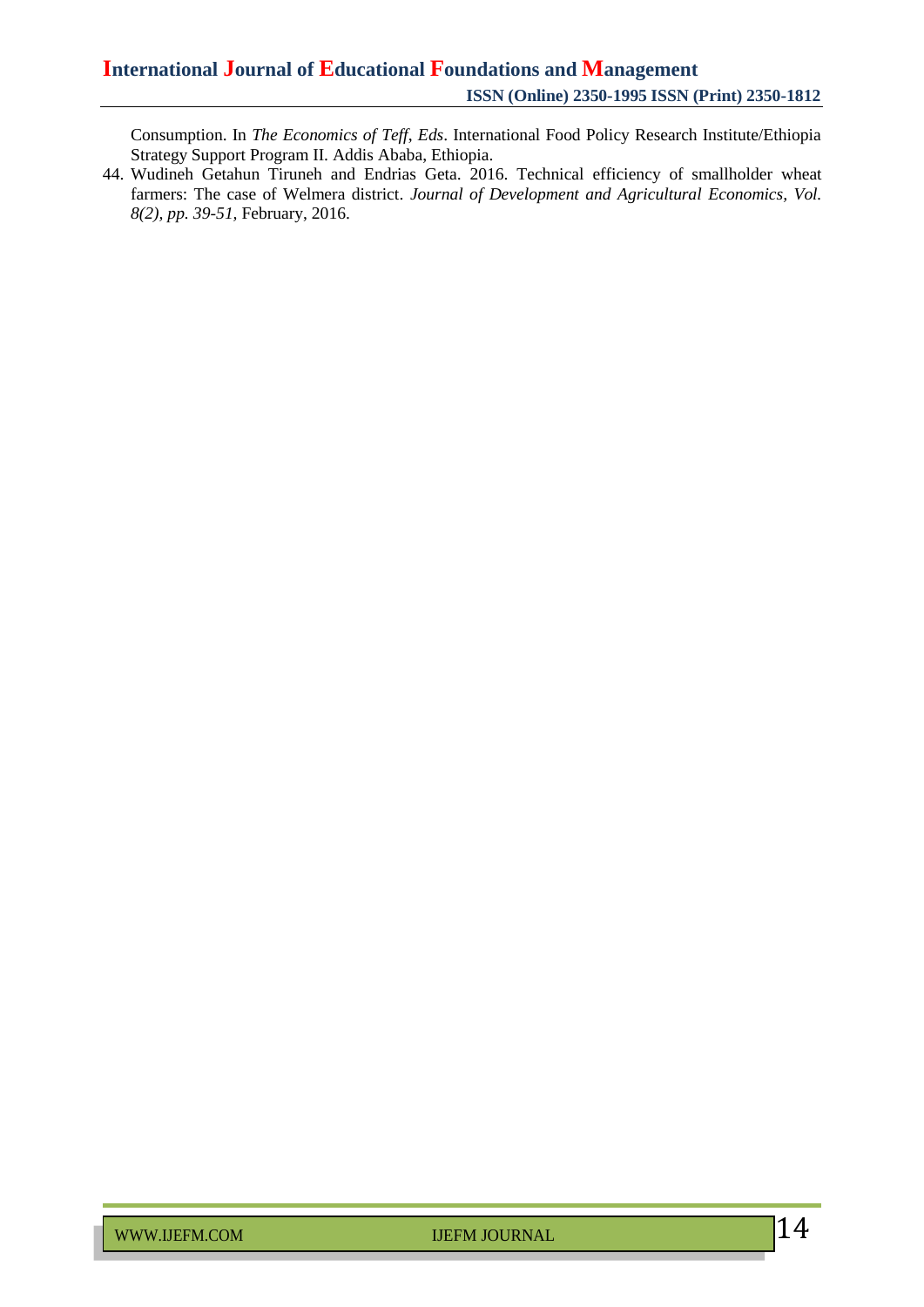Consumption. In *The Economics of Teff, Eds*. International Food Policy Research Institute/Ethiopia Strategy Support Program II. Addis Ababa, Ethiopia.

44. Wudineh Getahun Tiruneh and Endrias Geta. 2016. Technical efficiency of smallholder wheat farmers: The case of Welmera district. *Journal of Development and Agricultural Economics, Vol. 8(2), pp. 39-51,* February, 2016.